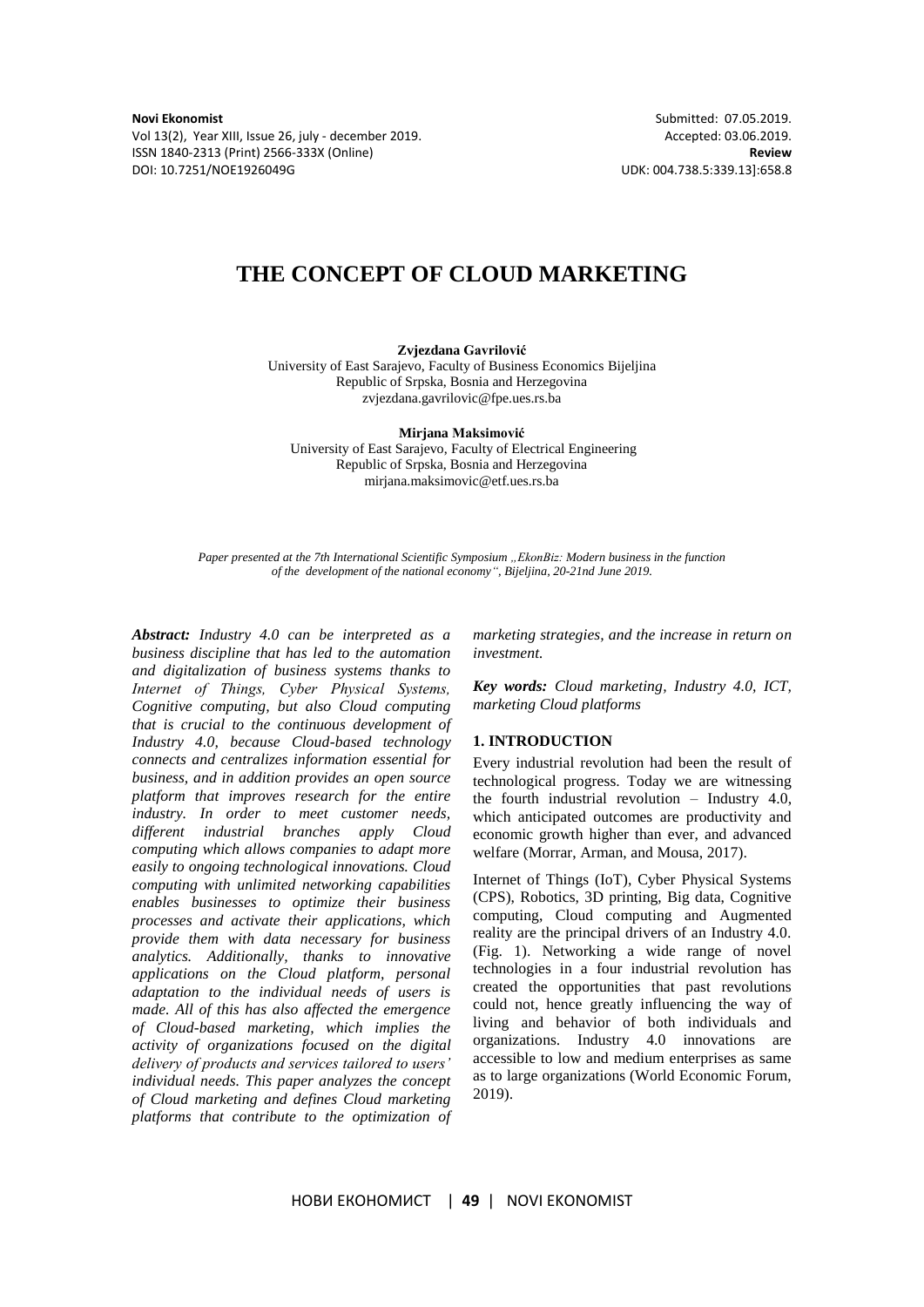**Novi Ekonomist**
Vol 13(2), Year XIII, Issue 26, july - december 2019.
ISSN 1840-2313 (Print) 2566-333X (Online)
DOI: 10.7251/NOE1926049G

Submitted: 07.05.2019.
Accepted: 03.06.2019.
**Review**
UDK: 004.738.5:339.13]:658.8

# THE CONCEPT OF CLOUD MARKETING

**Zvjezdana Gavrilović**
University of East Sarajevo, Faculty of Business Economics Bijeljina
Republic of Srpska, Bosnia and Herzegovina
zvjezdana.gavrilovic@fpe.ues.rs.ba

**Mirjana Maksimović**
University of East Sarajevo, Faculty of Electrical Engineering
Republic of Srpska, Bosnia and Herzegovina
mirjana.maksimovic@etf.ues.rs.ba

*Paper presented at the 7th International Scientific Symposium „EkonBiz: Modern business in the function of the development of the national economy", Bijeljina, 20-21nd June 2019.*

***Abstract:*** *Industry 4.0 can be interpreted as a business discipline that has led to the automation and digitalization of business systems thanks to Internet of Things, Cyber Physical Systems, Cognitive computing, but also Cloud computing that is crucial to the continuous development of Industry 4.0, because Cloud-based technology connects and centralizes information essential for business, and in addition provides an open source platform that improves research for the entire industry. In order to meet customer needs, different industrial branches apply Cloud computing which allows companies to adapt more easily to ongoing technological innovations. Cloud computing with unlimited networking capabilities enables businesses to optimize their business processes and activate their applications, which provide them with data necessary for business analytics. Additionally, thanks to innovative applications on the Cloud platform, personal adaptation to the individual needs of users is made. All of this has also affected the emergence of Cloud-based marketing, which implies the activity of organizations focused on the digital delivery of products and services tailored to users' individual needs. This paper analyzes the concept of Cloud marketing and defines Cloud marketing platforms that contribute to the optimization of marketing strategies, and the increase in return on investment.*

***Key words:*** *Cloud marketing, Industry 4.0, ICT, marketing Cloud platforms*

## 1. INTRODUCTION

Every industrial revolution had been the result of technological progress. Today we are witnessing the fourth industrial revolution – Industry 4.0, which anticipated outcomes are productivity and economic growth higher than ever, and advanced welfare (Morrar, Arman, and Mousa, 2017).

Internet of Things (IoT), Cyber Physical Systems (CPS), Robotics, 3D printing, Big data, Cognitive computing, Cloud computing and Augmented reality are the principal drivers of an Industry 4.0. (Fig. 1). Networking a wide range of novel technologies in a four industrial revolution has created the opportunities that past revolutions could not, hence greatly influencing the way of living and behavior of both individuals and organizations. Industry 4.0 innovations are accessible to low and medium enterprises as same as to large organizations (World Economic Forum, 2019).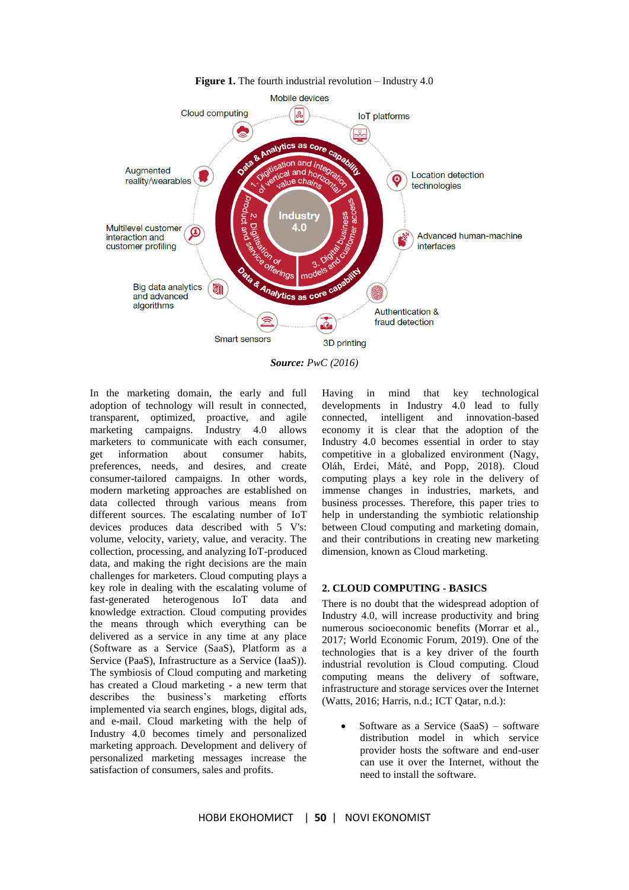**Figure 1.** The fourth industrial revolution – Industry 4.0

***Source:*** *PwC (2016)*

In the marketing domain, the early and full adoption of technology will result in connected, transparent, optimized, proactive, and agile marketing campaigns. Industry 4.0 allows marketers to communicate with each consumer, get information about consumer habits, preferences, needs, and desires, and create consumer-tailored campaigns. In other words, modern marketing approaches are established on data collected through various means from different sources. The escalating number of IoT devices produces data described with 5 V's: volume, velocity, variety, value, and veracity. The collection, processing, and analyzing IoT-produced data, and making the right decisions are the main challenges for marketers. Cloud computing plays a key role in dealing with the escalating volume of fast-generated heterogenous IoT data and knowledge extraction. Cloud computing provides the means through which everything can be delivered as a service in any time at any place (Software as a Service (SaaS), Platform as a Service (PaaS), Infrastructure as a Service (IaaS)). The symbiosis of Cloud computing and marketing has created a Cloud marketing - a new term that describes the business's marketing efforts implemented via search engines, blogs, digital ads, and e-mail. Cloud marketing with the help of Industry 4.0 becomes timely and personalized marketing approach. Development and delivery of personalized marketing messages increase the satisfaction of consumers, sales and profits.

Having in mind that key technological developments in Industry 4.0 lead to fully connected, intelligent and innovation-based economy it is clear that the adoption of the Industry 4.0 becomes essential in order to stay competitive in a globalized environment (Nagy, Oláh, Erdei, Máté, and Popp, 2018). Cloud computing plays a key role in the delivery of immense changes in industries, markets, and business processes. Therefore, this paper tries to help in understanding the symbiotic relationship between Cloud computing and marketing domain, and their contributions in creating new marketing dimension, known as Cloud marketing.

## 2. CLOUD COMPUTING - BASICS

There is no doubt that the widespread adoption of Industry 4.0, will increase productivity and bring numerous socioeconomic benefits (Morrar et al., 2017; World Economic Forum, 2019). One of the technologies that is a key driver of the fourth industrial revolution is Cloud computing. Cloud computing means the delivery of software, infrastructure and storage services over the Internet (Watts, 2016; Harris, n.d.; ICT Qatar, n.d.):

- Software as a Service (SaaS) – software distribution model in which service provider hosts the software and end-user can use it over the Internet, without the need to install the software.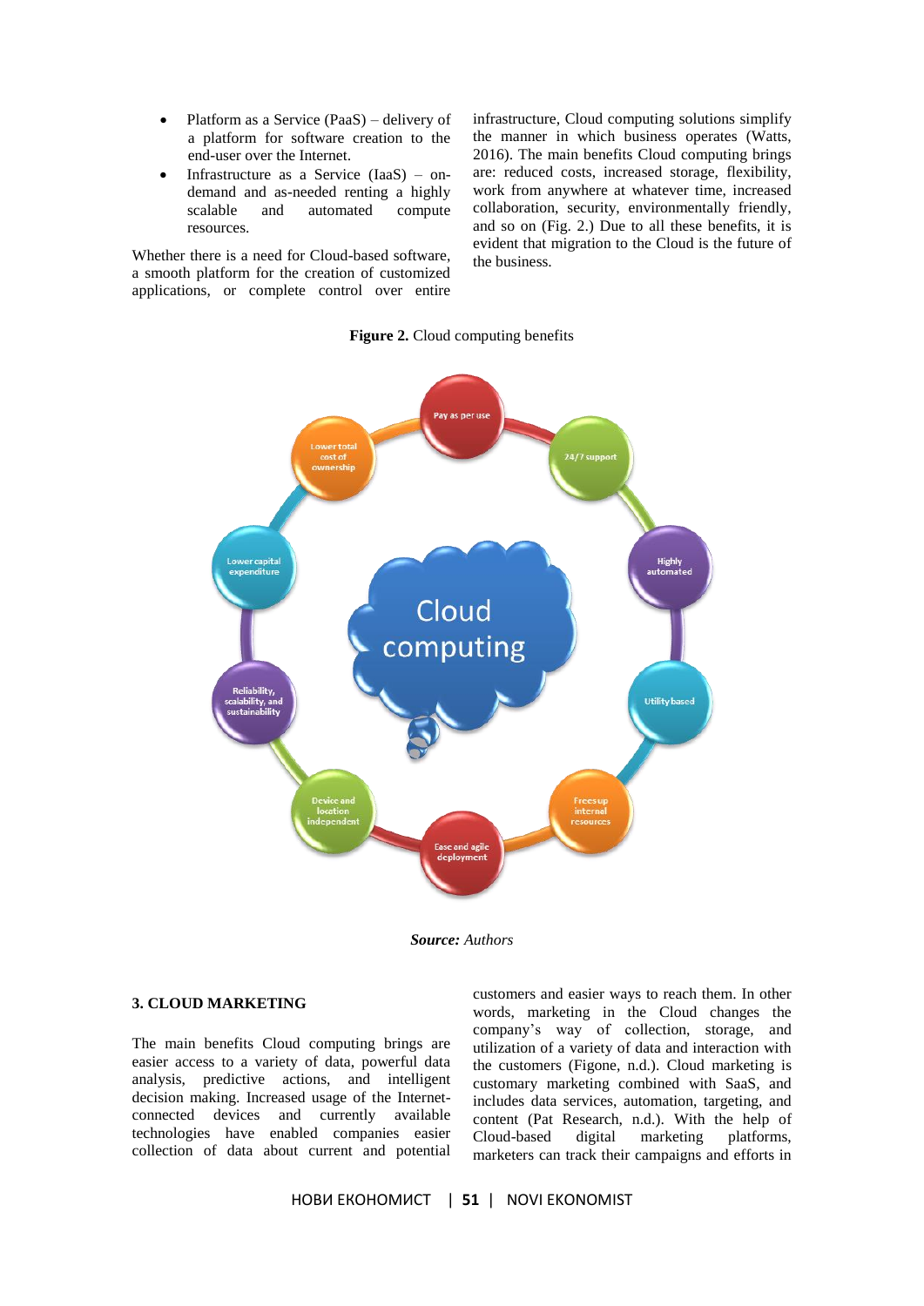- Platform as a Service (PaaS) – delivery of a platform for software creation to the end-user over the Internet.
- Infrastructure as a Service (IaaS) – on-demand and as-needed renting a highly scalable and automated compute resources.

Whether there is a need for Cloud-based software, a smooth platform for the creation of customized applications, or complete control over entire infrastructure, Cloud computing solutions simplify the manner in which business operates (Watts, 2016). The main benefits Cloud computing brings are: reduced costs, increased storage, flexibility, work from anywhere at whatever time, increased collaboration, security, environmentally friendly, and so on (Fig. 2.) Due to all these benefits, it is evident that migration to the Cloud is the future of the business.

**Figure 2.** Cloud computing benefits

**Source:** *Authors*

## 3. CLOUD MARKETING

The main benefits Cloud computing brings are easier access to a variety of data, powerful data analysis, predictive actions, and intelligent decision making. Increased usage of the Internet-connected devices and currently available technologies have enabled companies easier collection of data about current and potential customers and easier ways to reach them. In other words, marketing in the Cloud changes the company's way of collection, storage, and utilization of a variety of data and interaction with the customers (Figone, n.d.). Cloud marketing is customary marketing combined with SaaS, and includes data services, automation, targeting, and content (Pat Research, n.d.). With the help of Cloud-based digital marketing platforms, marketers can track their campaigns and efforts in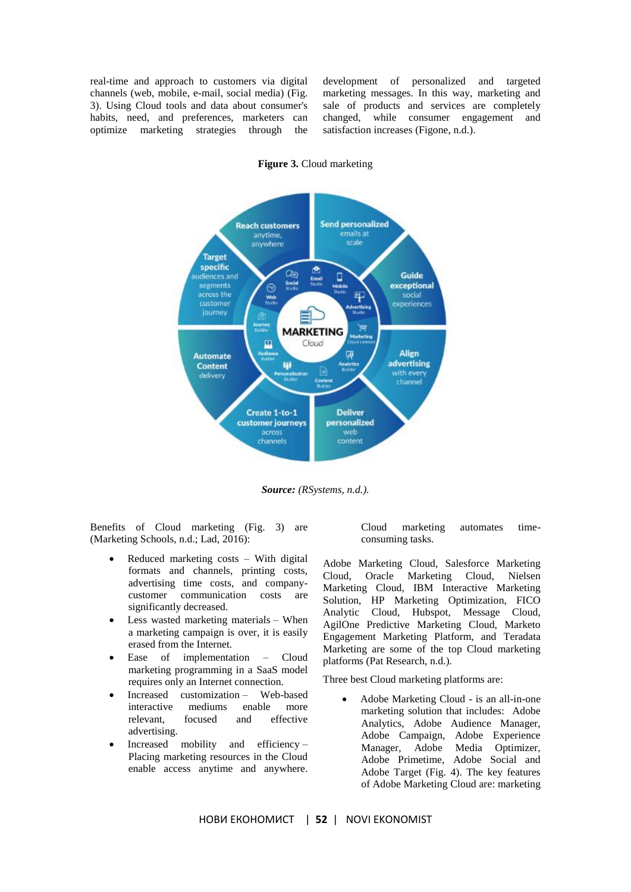real-time and approach to customers via digital channels (web, mobile, e-mail, social media) (Fig. 3). Using Cloud tools and data about consumer's habits, need, and preferences, marketers can optimize marketing strategies through the development of personalized and targeted marketing messages. In this way, marketing and sale of products and services are completely changed, while consumer engagement and satisfaction increases (Figone, n.d.).

**Figure 3.** Cloud marketing

***Source:*** *(RSystems, n.d.).*

Benefits of Cloud marketing (Fig. 3) are (Marketing Schools, n.d.; Lad, 2016):

- Reduced marketing costs – With digital formats and channels, printing costs, advertising time costs, and company-customer communication costs are significantly decreased.
- Less wasted marketing materials – When a marketing campaign is over, it is easily erased from the Internet.
- Ease of implementation – Cloud marketing programming in a SaaS model requires only an Internet connection.
- Increased customization – Web-based interactive mediums enable more relevant, focused and effective advertising.
- Increased mobility and efficiency – Placing marketing resources in the Cloud enable access anytime and anywhere. Cloud marketing automates time-consuming tasks.

Adobe Marketing Cloud, Salesforce Marketing Cloud, Oracle Marketing Cloud, Nielsen Marketing Cloud, IBM Interactive Marketing Solution, HP Marketing Optimization, FICO Analytic Cloud, Hubspot, Message Cloud, AgilOne Predictive Marketing Cloud, Marketo Engagement Marketing Platform, and Teradata Marketing are some of the top Cloud marketing platforms (Pat Research, n.d.).

Three best Cloud marketing platforms are:

- Adobe Marketing Cloud - is an all-in-one marketing solution that includes: Adobe Analytics, Adobe Audience Manager, Adobe Campaign, Adobe Experience Manager, Adobe Media Optimizer, Adobe Primetime, Adobe Social and Adobe Target (Fig. 4). The key features of Adobe Marketing Cloud are: marketing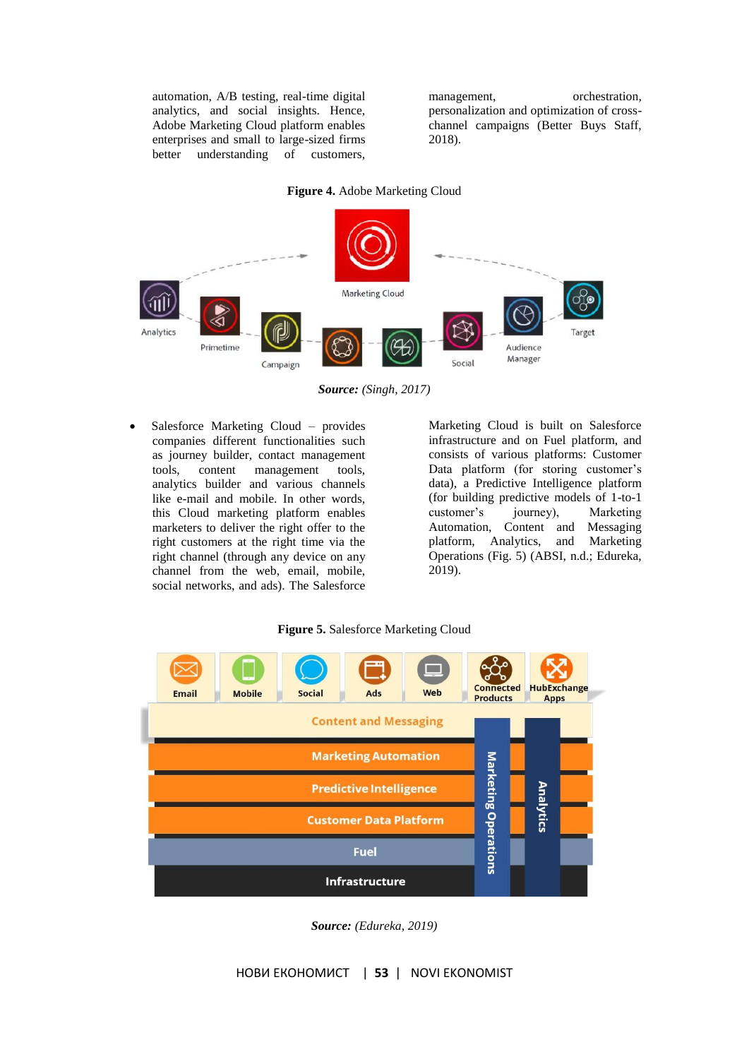automation, A/B testing, real-time digital analytics, and social insights. Hence, Adobe Marketing Cloud platform enables enterprises and small to large-sized firms better understanding of customers, management, orchestration, personalization and optimization of cross-channel campaigns (Better Buys Staff, 2018).

**Figure 4.** Adobe Marketing Cloud

***Source:*** *(Singh, 2017)*

- Salesforce Marketing Cloud – provides companies different functionalities such as journey builder, contact management tools, content management tools, analytics builder and various channels like e-mail and mobile. In other words, this Cloud marketing platform enables marketers to deliver the right offer to the right customers at the right time via the right channel (through any device on any channel from the web, email, mobile, social networks, and ads). The Salesforce Marketing Cloud is built on Salesforce infrastructure and on Fuel platform, and consists of various platforms: Customer Data platform (for storing customer's data), a Predictive Intelligence platform (for building predictive models of 1-to-1 customer's journey), Marketing Automation, Content and Messaging platform, Analytics, and Marketing Operations (Fig. 5) (ABSI, n.d.; Edureka, 2019).

**Figure 5.** Salesforce Marketing Cloud

***Source:*** *(Edureka, 2019)*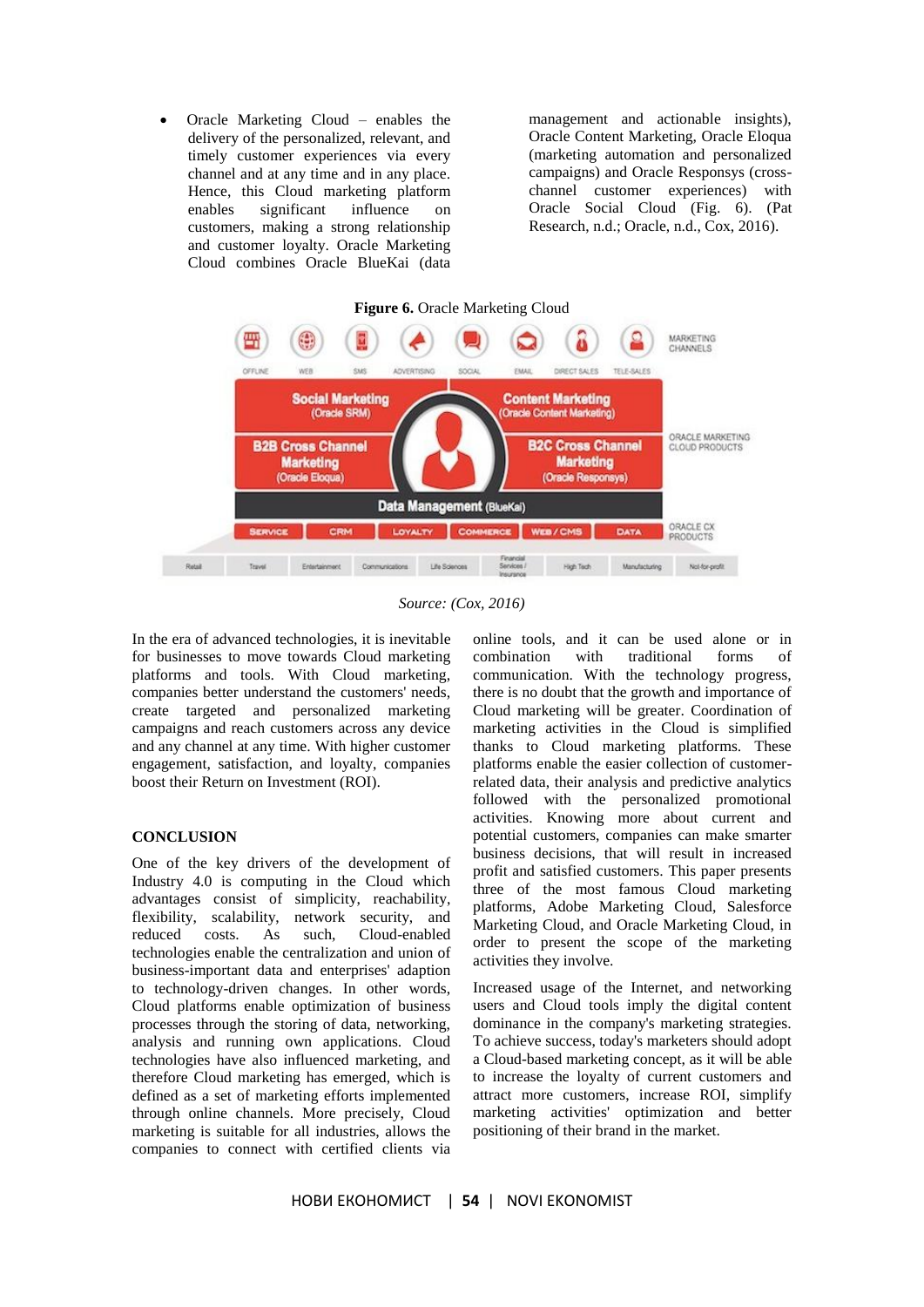- Oracle Marketing Cloud – enables the delivery of the personalized, relevant, and timely customer experiences via every channel and at any time and in any place. Hence, this Cloud marketing platform enables significant influence on customers, making a strong relationship and customer loyalty. Oracle Marketing Cloud combines Oracle BlueKai (data management and actionable insights), Oracle Content Marketing, Oracle Eloqua (marketing automation and personalized campaigns) and Oracle Responsys (cross-channel customer experiences) with Oracle Social Cloud (Fig. 6). (Pat Research, n.d.; Oracle, n.d., Cox, 2016).

**Figure 6.** Oracle Marketing Cloud

*Source: (Cox, 2016)*

In the era of advanced technologies, it is inevitable for businesses to move towards Cloud marketing platforms and tools. With Cloud marketing, companies better understand the customers' needs, create targeted and personalized marketing campaigns and reach customers across any device and any channel at any time. With higher customer engagement, satisfaction, and loyalty, companies boost their Return on Investment (ROI).

## CONCLUSION

One of the key drivers of the development of Industry 4.0 is computing in the Cloud which advantages consist of simplicity, reachability, flexibility, scalability, network security, and reduced costs. As such, Cloud-enabled technologies enable the centralization and union of business-important data and enterprises' adaption to technology-driven changes. In other words, Cloud platforms enable optimization of business processes through the storing of data, networking, analysis and running own applications. Cloud technologies have also influenced marketing, and therefore Cloud marketing has emerged, which is defined as a set of marketing efforts implemented through online channels. More precisely, Cloud marketing is suitable for all industries, allows the companies to connect with certified clients via online tools, and it can be used alone or in combination with traditional forms of communication. With the technology progress, there is no doubt that the growth and importance of Cloud marketing will be greater. Coordination of marketing activities in the Cloud is simplified thanks to Cloud marketing platforms. These platforms enable the easier collection of customer-related data, their analysis and predictive analytics followed with the personalized promotional activities. Knowing more about current and potential customers, companies can make smarter business decisions, that will result in increased profit and satisfied customers. This paper presents three of the most famous Cloud marketing platforms, Adobe Marketing Cloud, Salesforce Marketing Cloud, and Oracle Marketing Cloud, in order to present the scope of the marketing activities they involve.

Increased usage of the Internet, and networking users and Cloud tools imply the digital content dominance in the company's marketing strategies. To achieve success, today's marketers should adopt a Cloud-based marketing concept, as it will be able to increase the loyalty of current customers and attract more customers, increase ROI, simplify marketing activities' optimization and better positioning of their brand in the market.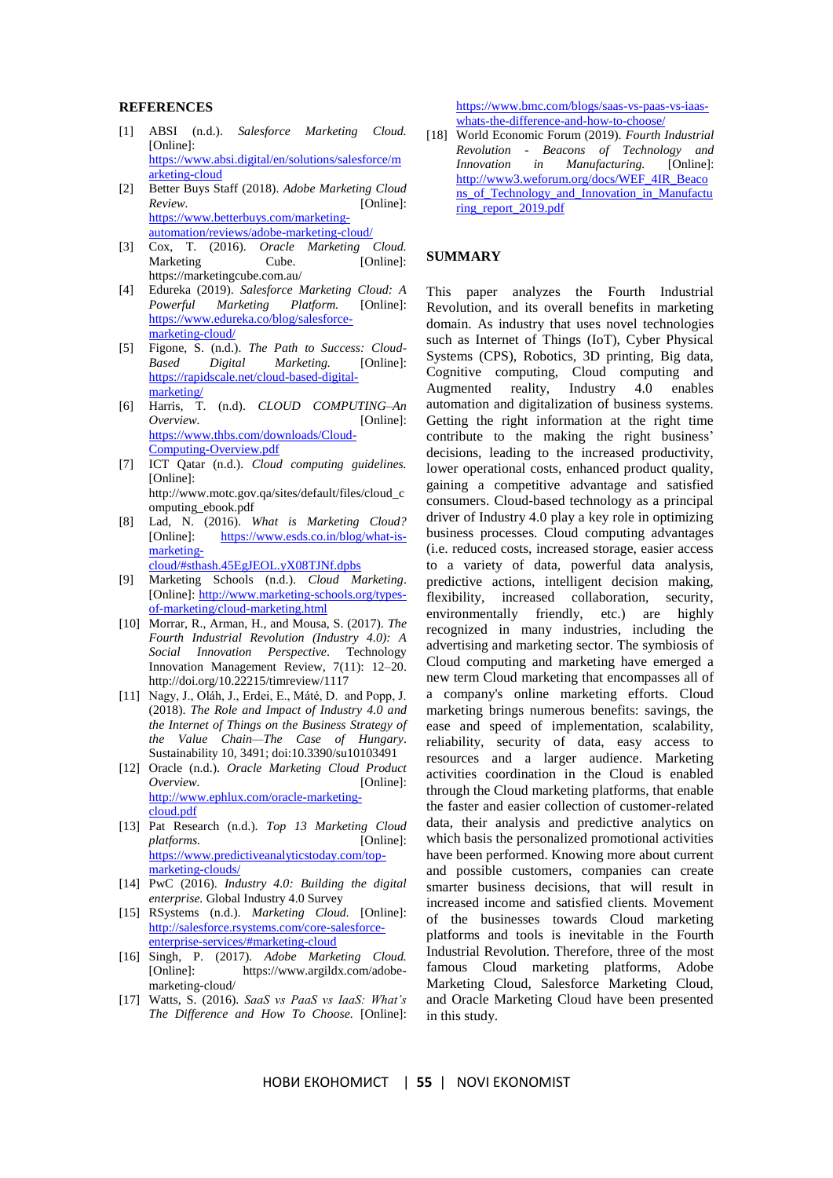## REFERENCES

[1] ABSI (n.d.). *Salesforce Marketing Cloud.* [Online]: https://www.absi.digital/en/solutions/salesforce/marketing-cloud

[2] Better Buys Staff (2018). *Adobe Marketing Cloud Review.* [Online]: https://www.betterbuys.com/marketing-automation/reviews/adobe-marketing-cloud/

[3] Cox, T. (2016). *Oracle Marketing Cloud.* Marketing Cube. [Online]: https://marketingcube.com.au/

[4] Edureka (2019). *Salesforce Marketing Cloud: A Powerful Marketing Platform.* [Online]: https://www.edureka.co/blog/salesforce-marketing-cloud/

[5] Figone, S. (n.d.). *The Path to Success: Cloud-Based Digital Marketing.* [Online]: https://rapidscale.net/cloud-based-digital-marketing/

[6] Harris, T. (n.d). *CLOUD COMPUTING–An Overview.* [Online]: https://www.thbs.com/downloads/Cloud-Computing-Overview.pdf

[7] ICT Qatar (n.d.). *Cloud computing guidelines.* [Online]: http://www.motc.gov.qa/sites/default/files/cloud_computing_ebook.pdf

[8] Lad, N. (2016). *What is Marketing Cloud?* [Online]: https://www.esds.co.in/blog/what-is-marketing-cloud/#sthash.45EgJEOL.yX08TJNf.dpbs

[9] Marketing Schools (n.d.). *Cloud Marketing*. [Online]: http://www.marketing-schools.org/types-of-marketing/cloud-marketing.html

[10] Morrar, R., Arman, H., and Mousa, S. (2017). *The Fourth Industrial Revolution (Industry 4.0): A Social Innovation Perspective*. Technology Innovation Management Review, 7(11): 12–20. http://doi.org/10.22215/timreview/1117

[11] Nagy, J., Oláh, J., Erdei, E., Máté, D. and Popp, J. (2018). *The Role and Impact of Industry 4.0 and the Internet of Things on the Business Strategy of the Value Chain—The Case of Hungary*. Sustainability 10, 3491; doi:10.3390/su10103491

[12] Oracle (n.d.). *Oracle Marketing Cloud Product Overview.* [Online]: http://www.ephlux.com/oracle-marketing-cloud.pdf

[13] Pat Research (n.d.). *Top 13 Marketing Cloud platforms.* [Online]: https://www.predictiveanalyticstoday.com/top-marketing-clouds/

[14] PwC (2016). *Industry 4.0: Building the digital enterprise.* Global Industry 4.0 Survey

[15] RSystems (n.d.). *Marketing Cloud.* [Online]: http://salesforce.rsystems.com/core-salesforce-enterprise-services/#marketing-cloud

[16] Singh, P. (2017). *Adobe Marketing Cloud.* [Online]: https://www.argildx.com/adobe-marketing-cloud/

[17] Watts, S. (2016). *SaaS vs PaaS vs IaaS: What's The Difference and How To Choose.* [Online]: https://www.bmc.com/blogs/saas-vs-paas-vs-iaas-whats-the-difference-and-how-to-choose/

[18] World Economic Forum (2019). *Fourth Industrial Revolution - Beacons of Technology and Innovation in Manufacturing.* [Online]: http://www3.weforum.org/docs/WEF_4IR_Beacons_of_Technology_and_Innovation_in_Manufacturing_report_2019.pdf

## SUMMARY

This paper analyzes the Fourth Industrial Revolution, and its overall benefits in marketing domain. As industry that uses novel technologies such as Internet of Things (IoT), Cyber Physical Systems (CPS), Robotics, 3D printing, Big data, Cognitive computing, Cloud computing and Augmented reality, Industry 4.0 enables automation and digitalization of business systems. Getting the right information at the right time contribute to the making the right business' decisions, leading to the increased productivity, lower operational costs, enhanced product quality, gaining a competitive advantage and satisfied consumers. Cloud-based technology as a principal driver of Industry 4.0 play a key role in optimizing business processes. Cloud computing advantages (i.e. reduced costs, increased storage, easier access to a variety of data, powerful data analysis, predictive actions, intelligent decision making, flexibility, increased collaboration, security, environmentally friendly, etc.) are highly recognized in many industries, including the advertising and marketing sector. The symbiosis of Cloud computing and marketing have emerged a new term Cloud marketing that encompasses all of a company's online marketing efforts. Cloud marketing brings numerous benefits: savings, the ease and speed of implementation, scalability, reliability, security of data, easy access to resources and a larger audience. Marketing activities coordination in the Cloud is enabled through the Cloud marketing platforms, that enable the faster and easier collection of customer-related data, their analysis and predictive analytics on which basis the personalized promotional activities have been performed. Knowing more about current and possible customers, companies can create smarter business decisions, that will result in increased income and satisfied clients. Movement of the businesses towards Cloud marketing platforms and tools is inevitable in the Fourth Industrial Revolution. Therefore, three of the most famous Cloud marketing platforms, Adobe Marketing Cloud, Salesforce Marketing Cloud, and Oracle Marketing Cloud have been presented in this study.